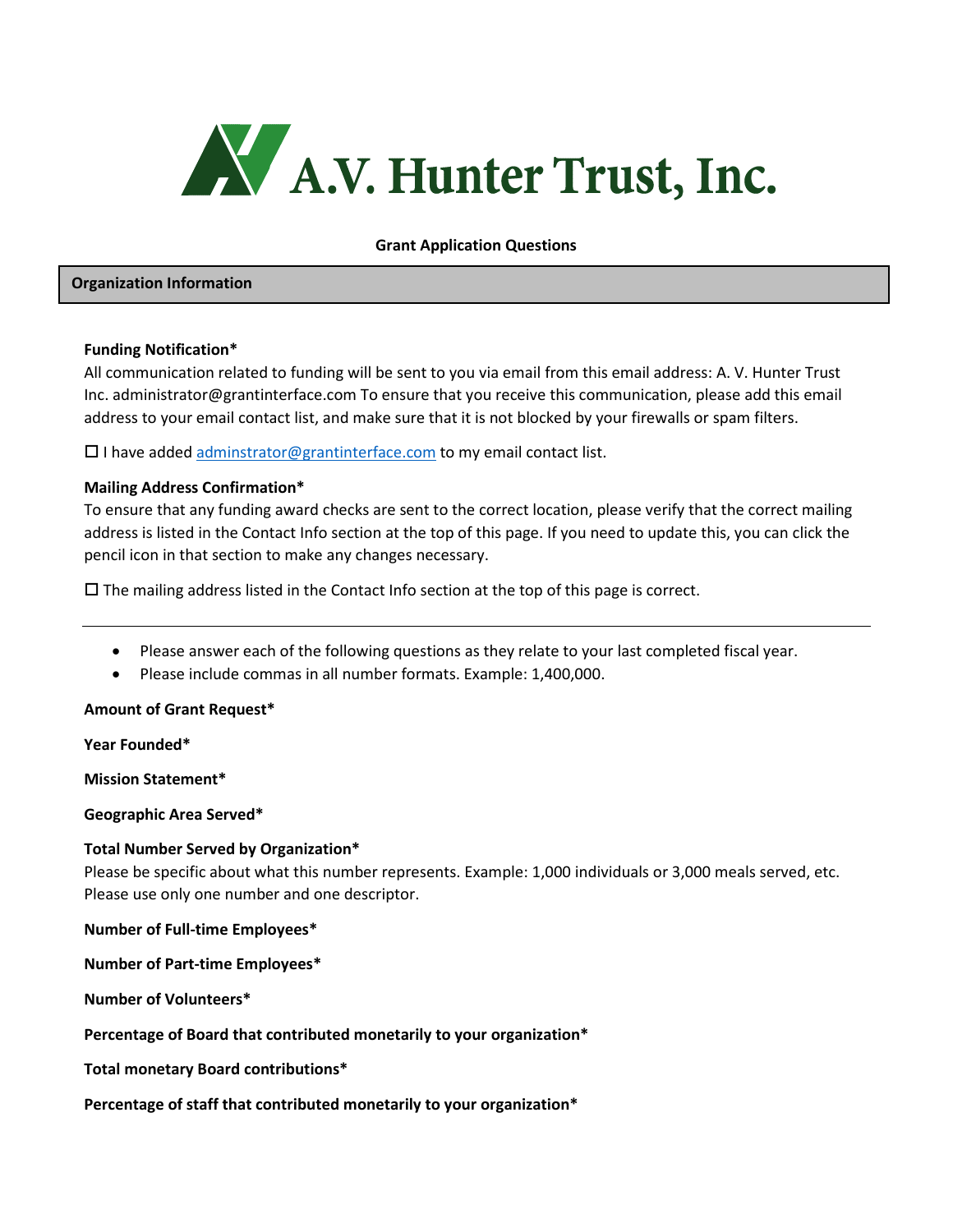# A.V. Hunter Trust, Inc.

**Grant Application Questions**

## Organization Information

**Funding Notification***

All communication related to funding will be sent to you via email from this email address: A. V. Hunter Trust Inc. administrator@grantinterface.com To ensure that you receive this communication, please add this email address to your email contact list, and make sure that it is not blocked by your firewalls or spam filters.

☐ I have added adminstrator@grantinterface.com to my email contact list.

**Mailing Address Confirmation***

To ensure that any funding award checks are sent to the correct location, please verify that the correct mailing address is listed in the Contact Info section at the top of this page. If you need to update this, you can click the pencil icon in that section to make any changes necessary.

☐ The mailing address listed in the Contact Info section at the top of this page is correct.

---

- Please answer each of the following questions as they relate to your last completed fiscal year.
- Please include commas in all number formats. Example: 1,400,000.

**Amount of Grant Request***

**Year Founded***

**Mission Statement***

**Geographic Area Served***

**Total Number Served by Organization***

Please be specific about what this number represents. Example: 1,000 individuals or 3,000 meals served, etc. Please use only one number and one descriptor.

**Number of Full-time Employees***

**Number of Part-time Employees***

**Number of Volunteers***

**Percentage of Board that contributed monetarily to your organization***

**Total monetary Board contributions***

**Percentage of staff that contributed monetarily to your organization***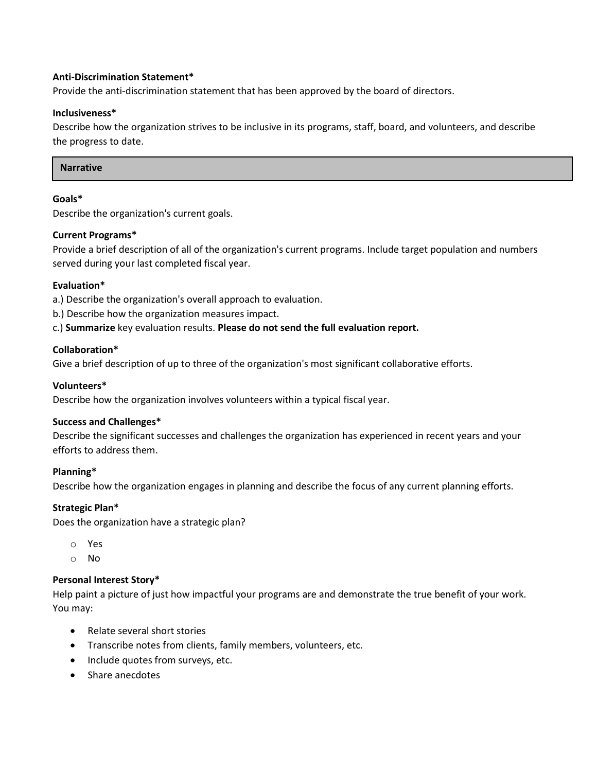**Anti-Discrimination Statement***
Provide the anti-discrimination statement that has been approved by the board of directors.

**Inclusiveness***
Describe how the organization strives to be inclusive in its programs, staff, board, and volunteers, and describe the progress to date.

## Narrative

**Goals***
Describe the organization's current goals.

**Current Programs***
Provide a brief description of all of the organization's current programs. Include target population and numbers served during your last completed fiscal year.

**Evaluation***
a.) Describe the organization's overall approach to evaluation.
b.) Describe how the organization measures impact.
c.) **Summarize** key evaluation results. **Please do not send the full evaluation report.**

**Collaboration***
Give a brief description of up to three of the organization's most significant collaborative efforts.

**Volunteers***
Describe how the organization involves volunteers within a typical fiscal year.

**Success and Challenges***
Describe the significant successes and challenges the organization has experienced in recent years and your efforts to address them.

**Planning***
Describe how the organization engages in planning and describe the focus of any current planning efforts.

**Strategic Plan***
Does the organization have a strategic plan?

- Yes
- No

**Personal Interest Story***
Help paint a picture of just how impactful your programs are and demonstrate the true benefit of your work. You may:

- Relate several short stories
- Transcribe notes from clients, family members, volunteers, etc.
- Include quotes from surveys, etc.
- Share anecdotes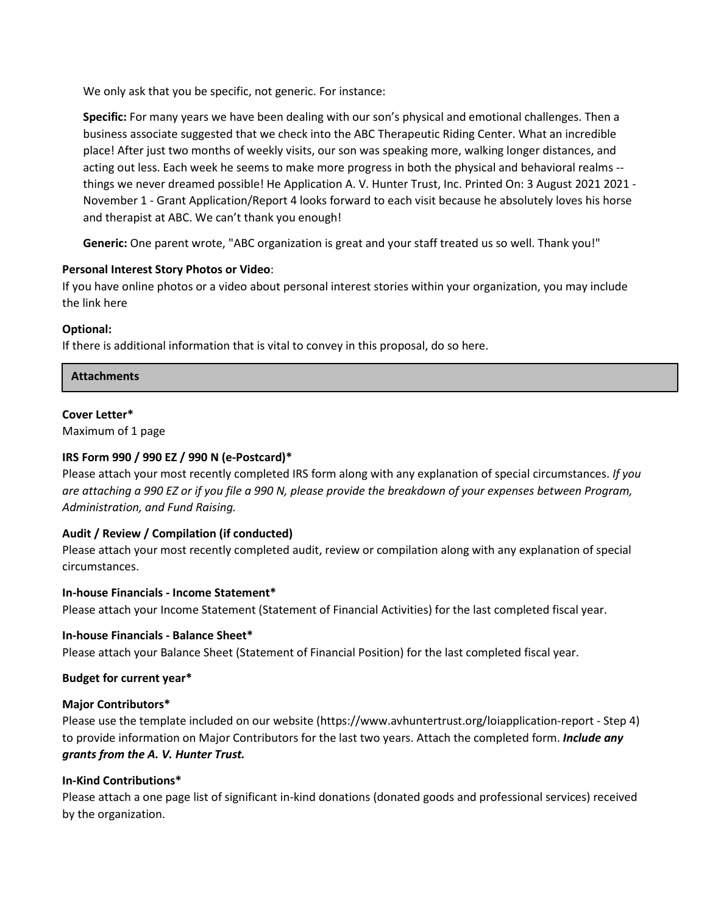We only ask that you be specific, not generic. For instance:

**Specific:** For many years we have been dealing with our son's physical and emotional challenges. Then a business associate suggested that we check into the ABC Therapeutic Riding Center. What an incredible place! After just two months of weekly visits, our son was speaking more, walking longer distances, and acting out less. Each week he seems to make more progress in both the physical and behavioral realms -- things we never dreamed possible! He Application A. V. Hunter Trust, Inc. Printed On: 3 August 2021 2021 - November 1 - Grant Application/Report 4 looks forward to each visit because he absolutely loves his horse and therapist at ABC. We can't thank you enough!

**Generic:** One parent wrote, "ABC organization is great and your staff treated us so well. Thank you!"

**Personal Interest Story Photos or Video**:
If you have online photos or a video about personal interest stories within your organization, you may include the link here

**Optional:**
If there is additional information that is vital to convey in this proposal, do so here.

## Attachments

**Cover Letter***
Maximum of 1 page

**IRS Form 990 / 990 EZ / 990 N (e-Postcard)***
Please attach your most recently completed IRS form along with any explanation of special circumstances. *If you are attaching a 990 EZ or if you file a 990 N, please provide the breakdown of your expenses between Program, Administration, and Fund Raising.*

**Audit / Review / Compilation (if conducted)**
Please attach your most recently completed audit, review or compilation along with any explanation of special circumstances.

**In-house Financials - Income Statement***
Please attach your Income Statement (Statement of Financial Activities) for the last completed fiscal year.

**In-house Financials - Balance Sheet***
Please attach your Balance Sheet (Statement of Financial Position) for the last completed fiscal year.

**Budget for current year***

**Major Contributors***
Please use the template included on our website (https://www.avhuntertrust.org/loiapplication-report - Step 4) to provide information on Major Contributors for the last two years. Attach the completed form. ***Include any grants from the A. V. Hunter Trust.***

**In-Kind Contributions***
Please attach a one page list of significant in-kind donations (donated goods and professional services) received by the organization.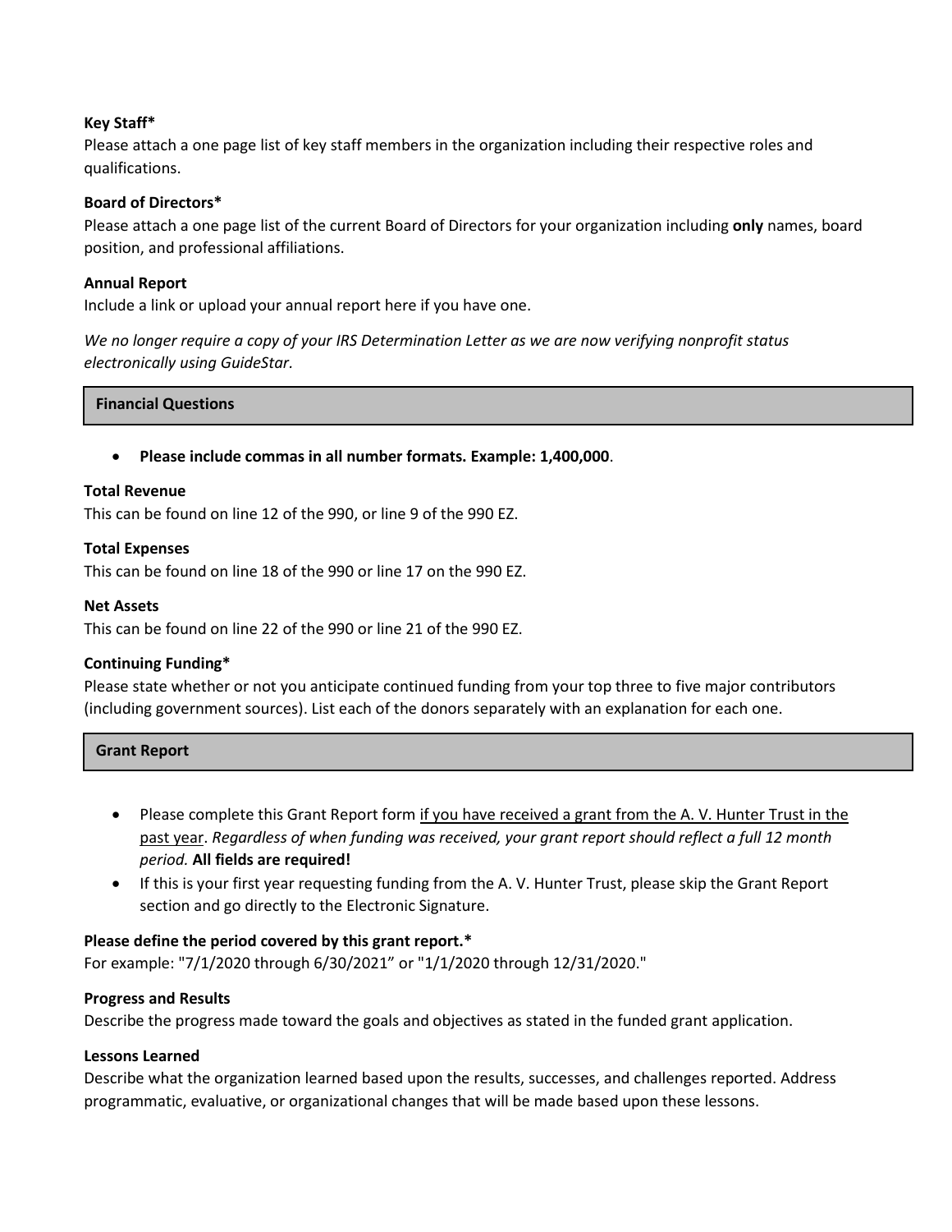**Key Staff***

Please attach a one page list of key staff members in the organization including their respective roles and qualifications.

**Board of Directors***

Please attach a one page list of the current Board of Directors for your organization including **only** names, board position, and professional affiliations.

**Annual Report**

Include a link or upload your annual report here if you have one.

*We no longer require a copy of your IRS Determination Letter as we are now verifying nonprofit status electronically using GuideStar.*

## Financial Questions

- **Please include commas in all number formats. Example: 1,400,000**.

**Total Revenue**

This can be found on line 12 of the 990, or line 9 of the 990 EZ.

**Total Expenses**

This can be found on line 18 of the 990 or line 17 on the 990 EZ.

**Net Assets**

This can be found on line 22 of the 990 or line 21 of the 990 EZ.

**Continuing Funding***

Please state whether or not you anticipate continued funding from your top three to five major contributors (including government sources). List each of the donors separately with an explanation for each one.

## Grant Report

- Please complete this Grant Report form <u>if you have received a grant from the A. V. Hunter Trust in the past year</u>. *Regardless of when funding was received, your grant report should reflect a full 12 month period.* **All fields are required!**
- If this is your first year requesting funding from the A. V. Hunter Trust, please skip the Grant Report section and go directly to the Electronic Signature.

**Please define the period covered by this grant report.***

For example: "7/1/2020 through 6/30/2021" or "1/1/2020 through 12/31/2020."

**Progress and Results**

Describe the progress made toward the goals and objectives as stated in the funded grant application.

**Lessons Learned**

Describe what the organization learned based upon the results, successes, and challenges reported. Address programmatic, evaluative, or organizational changes that will be made based upon these lessons.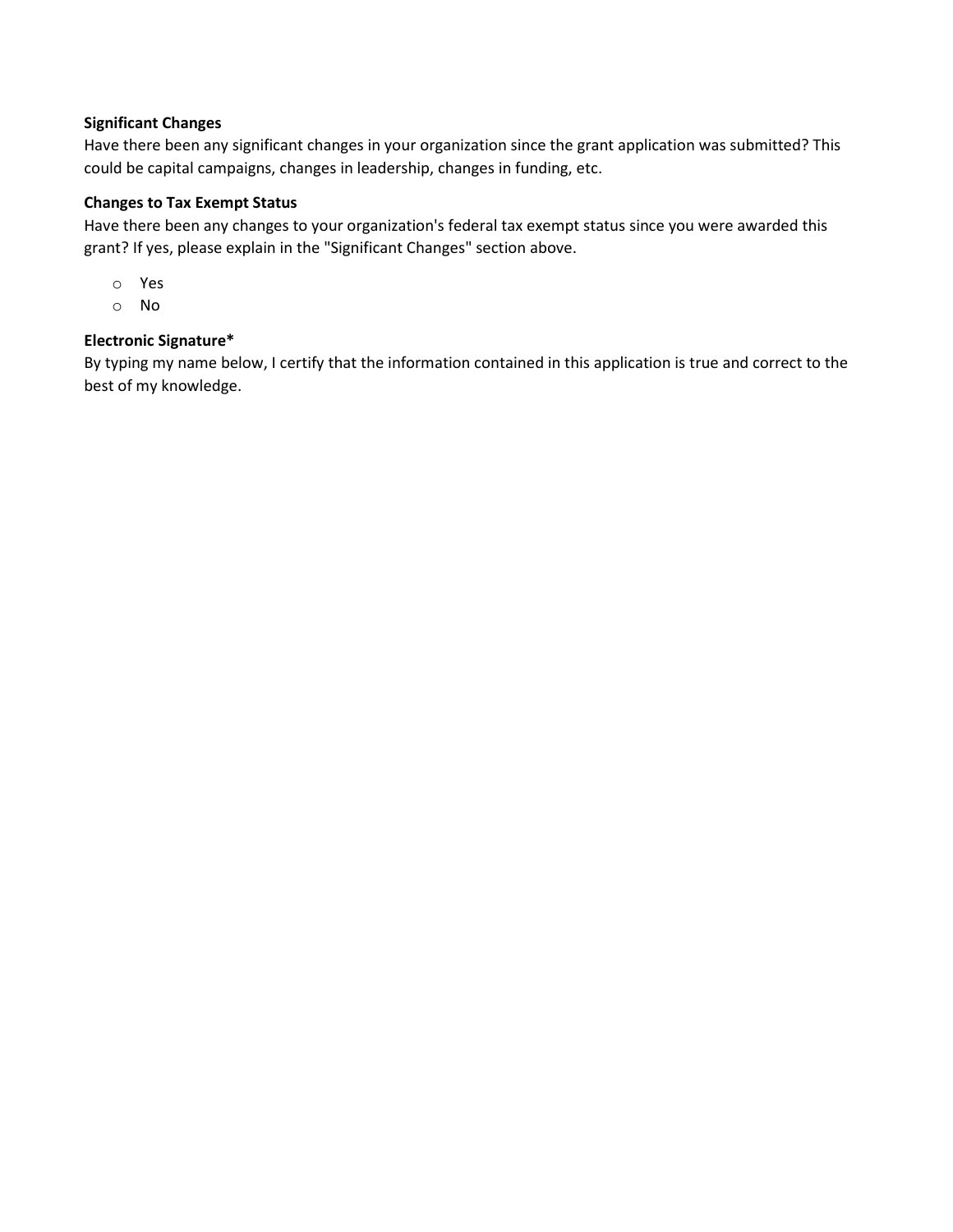**Significant Changes**
Have there been any significant changes in your organization since the grant application was submitted? This could be capital campaigns, changes in leadership, changes in funding, etc.

**Changes to Tax Exempt Status**
Have there been any changes to your organization's federal tax exempt status since you were awarded this grant? If yes, please explain in the "Significant Changes" section above.

- Yes
- No

**Electronic Signature***
By typing my name below, I certify that the information contained in this application is true and correct to the best of my knowledge.